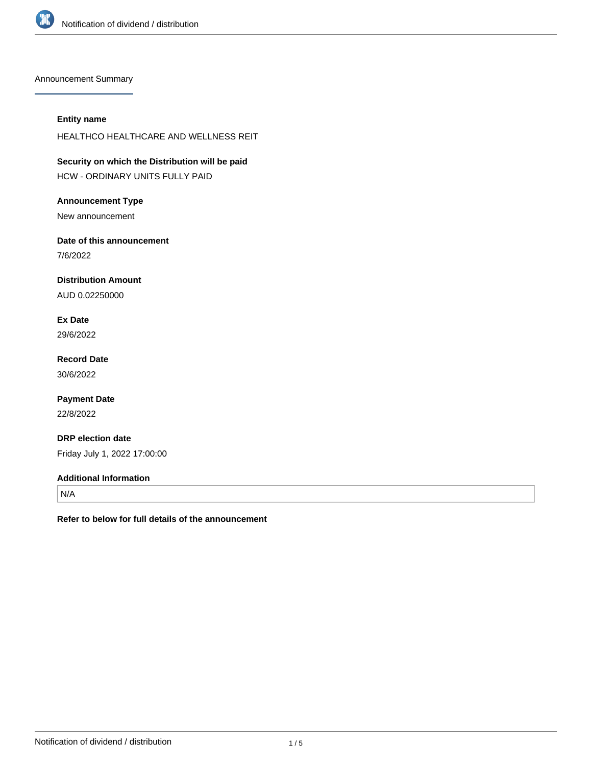Announcement Summary

**Entity name**

HEALTHCO HEALTHCARE AND WELLNESS REIT

**Security on which the Distribution will be paid**

HCW - ORDINARY UNITS FULLY PAID

**Announcement Type**

New announcement

**Date of this announcement**

7/6/2022

**Distribution Amount**

AUD 0.02250000

**Ex Date**

29/6/2022

**Record Date**

30/6/2022

**Payment Date**

22/8/2022

**DRP election date**

Friday July 1, 2022 17:00:00

**Additional Information**

N/A

**Refer to below for full details of the announcement**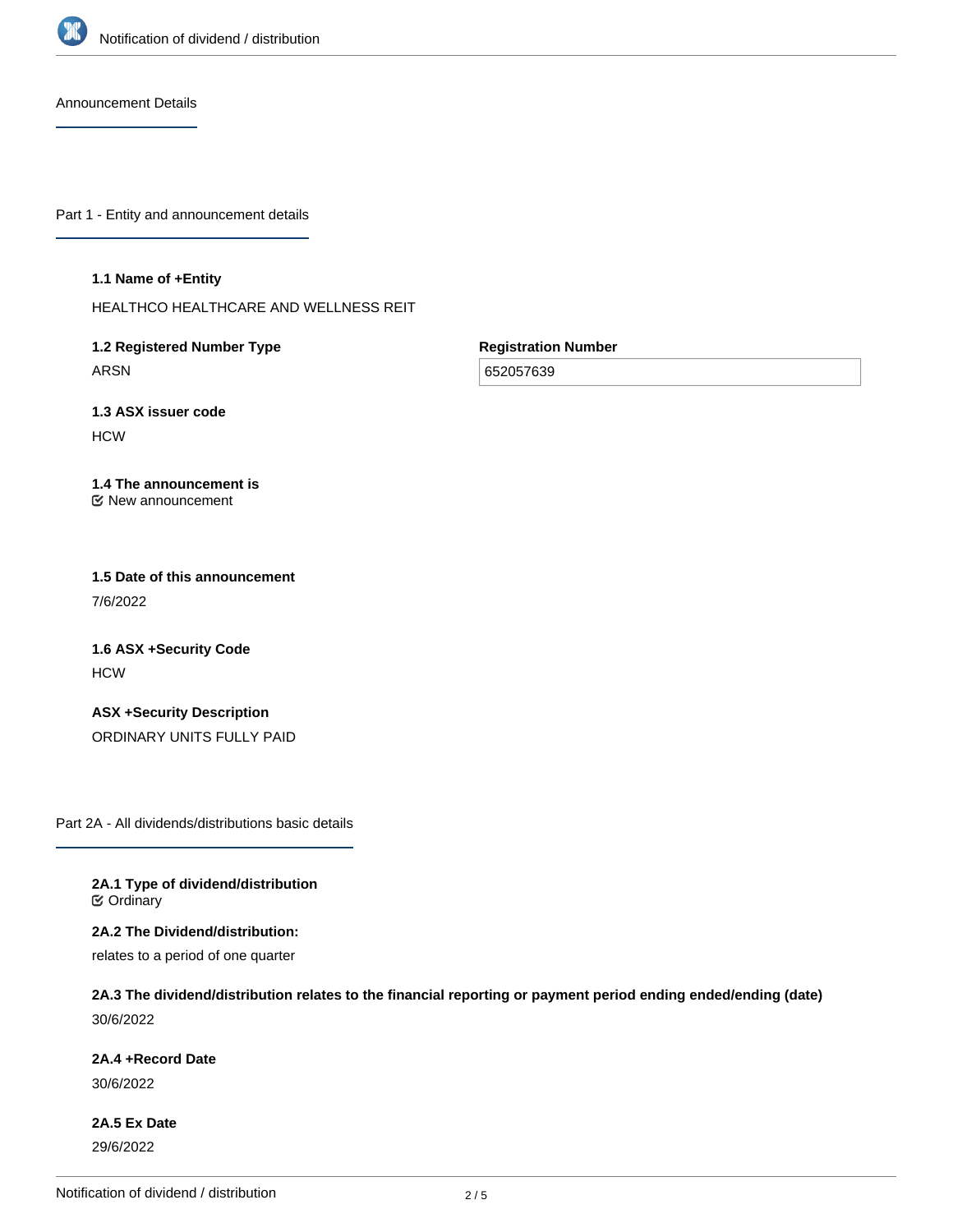Announcement Details

## Part 1 - Entity and announcement details

**1.1 Name of +Entity**

HEALTHCO HEALTHCARE AND WELLNESS REIT

**1.2 Registered Number Type**

ARSN

**Registration Number**

652057639

**1.3 ASX issuer code**

HCW

**1.4 The announcement is**

New announcement

**1.5 Date of this announcement**

7/6/2022

**1.6 ASX +Security Code**

HCW

**ASX +Security Description**

ORDINARY UNITS FULLY PAID

## Part 2A - All dividends/distributions basic details

**2A.1 Type of dividend/distribution**

Ordinary

**2A.2 The Dividend/distribution:**

relates to a period of one quarter

**2A.3 The dividend/distribution relates to the financial reporting or payment period ending ended/ending (date)**

30/6/2022

**2A.4 +Record Date**

30/6/2022

**2A.5 Ex Date**

29/6/2022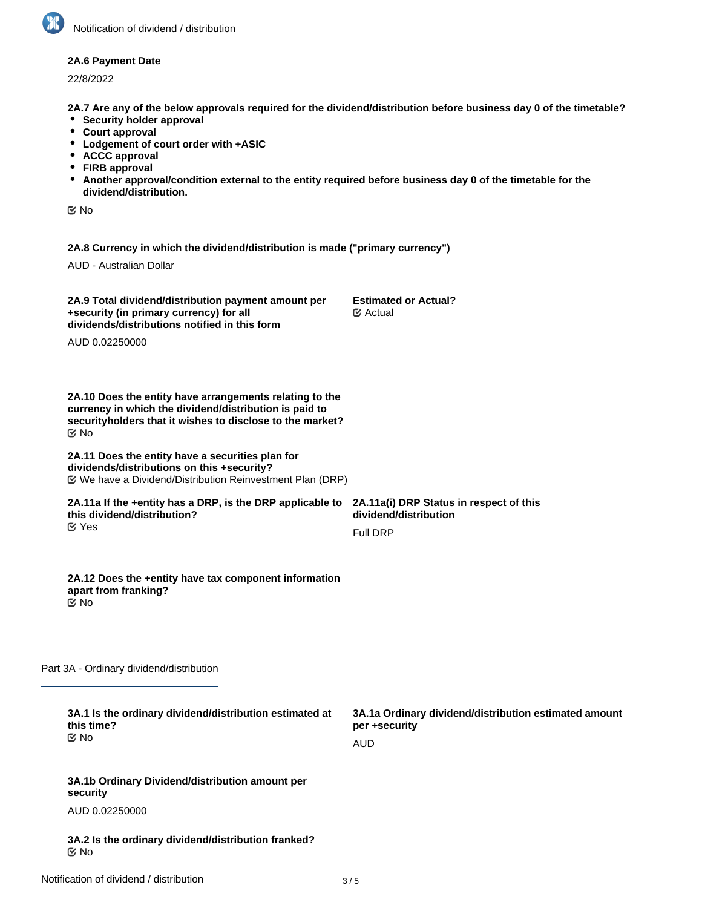**2A.6 Payment Date**

22/8/2022

**2A.7 Are any of the below approvals required for the dividend/distribution before business day 0 of the timetable?**

- **Security holder approval**
- **Court approval**
- **Lodgement of court order with +ASIC**
- **ACCC approval**
- **FIRB approval**
- **Another approval/condition external to the entity required before business day 0 of the timetable for the dividend/distribution.**

No

**2A.8 Currency in which the dividend/distribution is made ("primary currency")**

AUD - Australian Dollar

**2A.9 Total dividend/distribution payment amount per +security (in primary currency) for all dividends/distributions notified in this form**

AUD 0.02250000

**Estimated or Actual?**

Actual

**2A.10 Does the entity have arrangements relating to the currency in which the dividend/distribution is paid to securityholders that it wishes to disclose to the market?**

No

**2A.11 Does the entity have a securities plan for dividends/distributions on this +security?**

We have a Dividend/Distribution Reinvestment Plan (DRP)

**2A.11a If the +entity has a DRP, is the DRP applicable to this dividend/distribution?**

Yes

**2A.11a(i) DRP Status in respect of this dividend/distribution**

Full DRP

**2A.12 Does the +entity have tax component information apart from franking?**

No

## Part 3A - Ordinary dividend/distribution

**3A.1 Is the ordinary dividend/distribution estimated at this time?**

No

**3A.1a Ordinary dividend/distribution estimated amount per +security**

AUD

**3A.1b Ordinary Dividend/distribution amount per security**

AUD 0.02250000

**3A.2 Is the ordinary dividend/distribution franked?**

No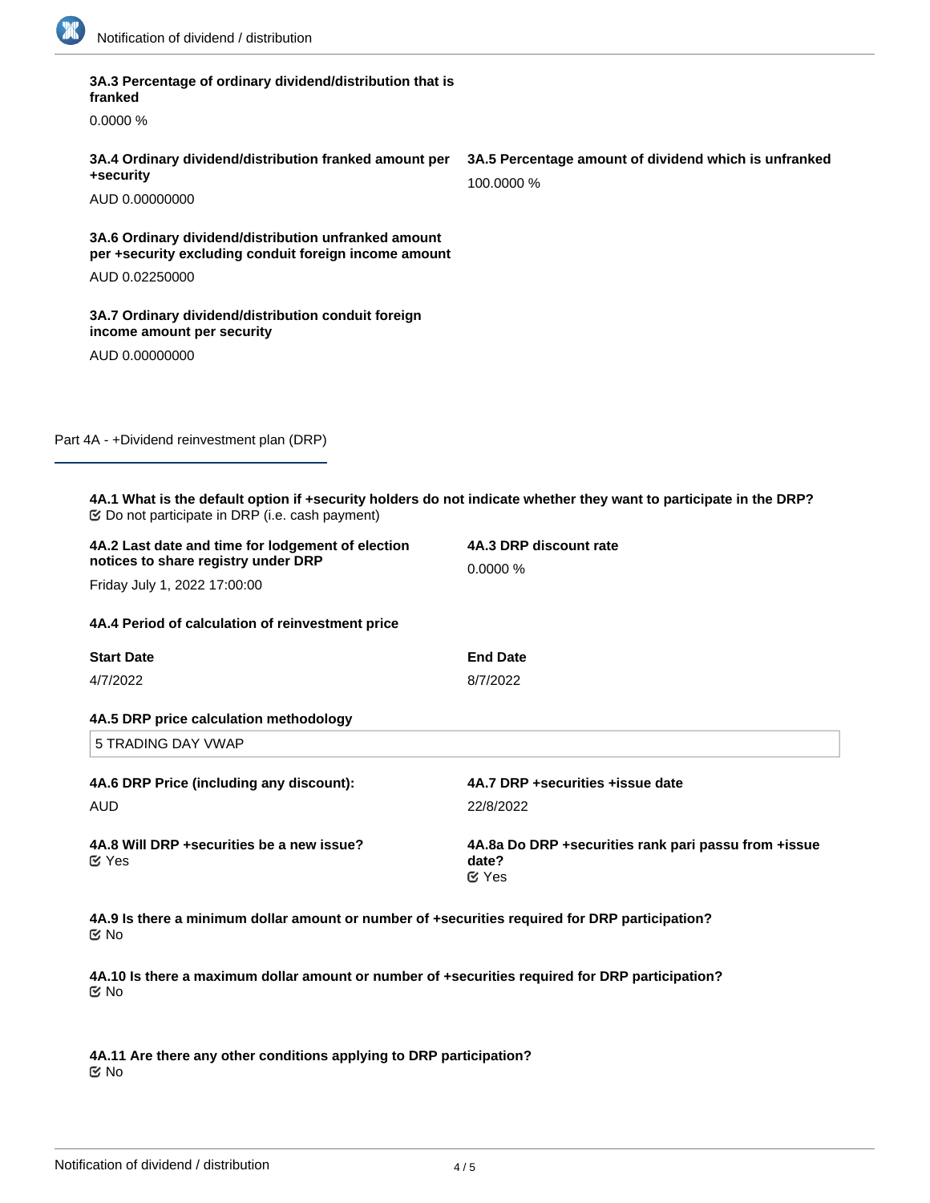**3A.3 Percentage of ordinary dividend/distribution that is franked**

0.0000 %

**3A.4 Ordinary dividend/distribution franked amount per +security**

AUD 0.00000000

**3A.5 Percentage amount of dividend which is unfranked**

100.0000 %

**3A.6 Ordinary dividend/distribution unfranked amount per +security excluding conduit foreign income amount**

AUD 0.02250000

**3A.7 Ordinary dividend/distribution conduit foreign income amount per security**

AUD 0.00000000

## Part 4A - +Dividend reinvestment plan (DRP)

**4A.1 What is the default option if +security holders do not indicate whether they want to participate in the DRP?**

☑ Do not participate in DRP (i.e. cash payment)

**4A.2 Last date and time for lodgement of election notices to share registry under DRP**

Friday July 1, 2022 17:00:00

**4A.3 DRP discount rate**

0.0000 %

**4A.4 Period of calculation of reinvestment price**

**Start Date**

4/7/2022

**End Date**

8/7/2022

**4A.5 DRP price calculation methodology**

5 TRADING DAY VWAP

**4A.6 DRP Price (including any discount):**

AUD

**4A.7 DRP +securities +issue date**

22/8/2022

**4A.8 Will DRP +securities be a new issue?**

☑ Yes

**4A.8a Do DRP +securities rank pari passu from +issue date?**

☑ Yes

**4A.9 Is there a minimum dollar amount or number of +securities required for DRP participation?**

☑ No

**4A.10 Is there a maximum dollar amount or number of +securities required for DRP participation?**

☑ No

**4A.11 Are there any other conditions applying to DRP participation?**

☑ No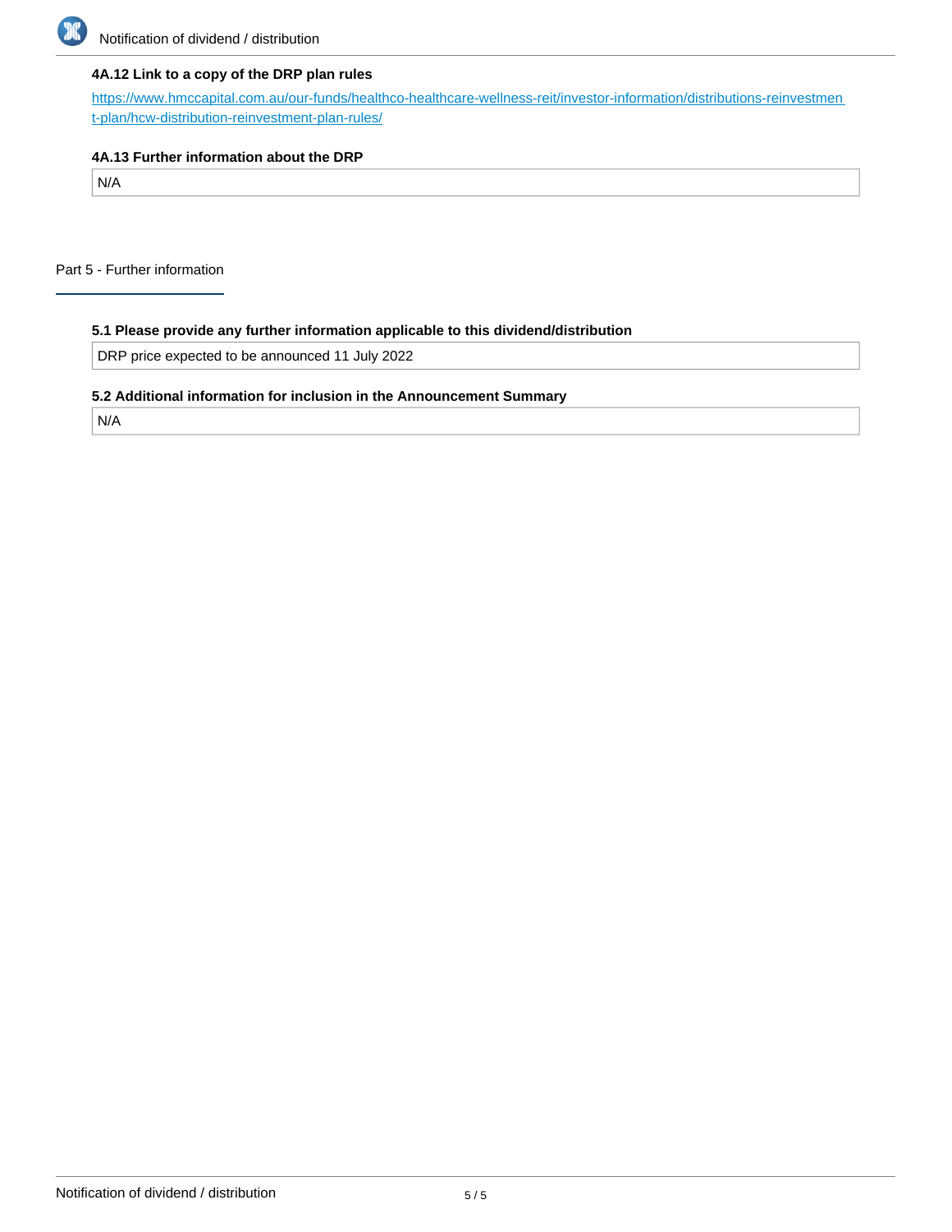#### 4A.12 Link to a copy of the DRP plan rules

https://www.hmccapital.com.au/our-funds/healthco-healthcare-wellness-reit/investor-information/distributions-reinvestment-plan/hcw-distribution-reinvestment-plan-rules/

#### 4A.13 Further information about the DRP

N/A

## Part 5 - Further information

#### 5.1 Please provide any further information applicable to this dividend/distribution

DRP price expected to be announced 11 July 2022

#### 5.2 Additional information for inclusion in the Announcement Summary

N/A